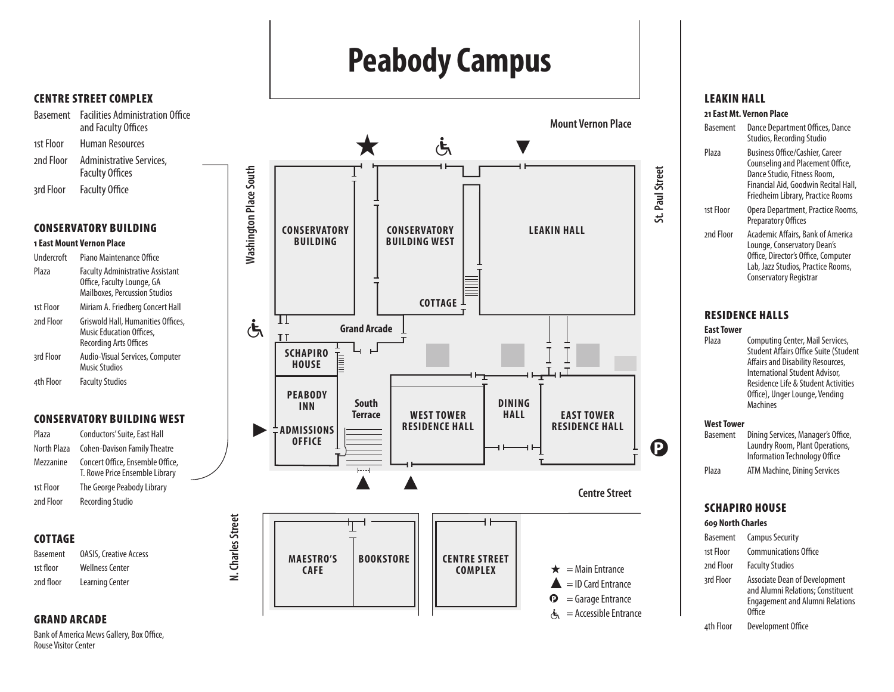# Peabody Campus

## CENTRE STREET COMPLEX

| | |
|---|---|
| Basement | Facilities Administration Office and Faculty Offices |
| 1st Floor | Human Resources |
| 2nd Floor | Administrative Services, Faculty Offices |
| 3rd Floor | Faculty Office |

## CONSERVATORY BUILDING

**1 East Mount Vernon Place**

| | |
|---|---|
| Undercroft | Piano Maintenance Office |
| Plaza | Faculty Administrative Assistant Office, Faculty Lounge, GA Mailboxes, Percussion Studios |
| 1st Floor | Miriam A. Friedberg Concert Hall |
| 2nd Floor | Griswold Hall, Humanities Offices, Music Education Offices, Recording Arts Offices |
| 3rd Floor | Audio-Visual Services, Computer Music Studios |
| 4th Floor | Faculty Studios |

## CONSERVATORY BUILDING WEST

| | |
|---|---|
| Plaza | Conductors' Suite, East Hall |
| North Plaza | Cohen-Davison Family Theatre |
| Mezzanine | Concert Office, Ensemble Office, T. Rowe Price Ensemble Library |
| 1st Floor | The George Peabody Library |
| 2nd Floor | Recording Studio |

## COTTAGE

| | |
|---|---|
| Basement | OASIS, Creative Access |
| 1st floor | Wellness Center |
| 2nd floor | Learning Center |

## GRAND ARCADE

Bank of America Mews Gallery, Box Office, Rouse Visitor Center

Mount Vernon Place · Washington Place South · St. Paul Street · Centre Street · N. Charles Street

CONSERVATORY BUILDING · CONSERVATORY BUILDING WEST · LEAKIN HALL · COTTAGE · Grand Arcade · SCHAPIRO HOUSE · PEABODY INN · ADMISSIONS OFFICE · South Terrace · WEST TOWER RESIDENCE HALL · DINING HALL · EAST TOWER RESIDENCE HALL · MAESTRO'S CAFE · BOOKSTORE · CENTRE STREET COMPLEX

★ = Main Entrance
▲ = ID Card Entrance
P = Garage Entrance
♿ = Accessible Entrance

## LEAKIN HALL

**21 East Mt. Vernon Place**

| | |
|---|---|
| Basement | Dance Department Offices, Dance Studios, Recording Studio |
| Plaza | Business Office/Cashier, Career Counseling and Placement Office, Dance Studio, Fitness Room, Financial Aid, Goodwin Recital Hall, Friedheim Library, Practice Rooms |
| 1st Floor | Opera Department, Practice Rooms, Preparatory Offices |
| 2nd Floor | Academic Affairs, Bank of America Lounge, Conservatory Dean's Office, Director's Office, Computer Lab, Jazz Studios, Practice Rooms, Conservatory Registrar |

## RESIDENCE HALLS

**East Tower**

| | |
|---|---|
| Plaza | Computing Center, Mail Services, Student Affairs Office Suite (Student Affairs and Disability Resources, International Student Advisor, Residence Life & Student Activities Office), Unger Lounge, Vending Machines |

**West Tower**

| | |
|---|---|
| Basement | Dining Services, Manager's Office, Laundry Room, Plant Operations, Information Technology Office |
| Plaza | ATM Machine, Dining Services |

## SCHAPIRO HOUSE

**609 North Charles**

| | |
|---|---|
| Basement | Campus Security |
| 1st Floor | Communications Office |
| 2nd Floor | Faculty Studios |
| 3rd Floor | Associate Dean of Development and Alumni Relations; Constituent Engagement and Alumni Relations Office |
| 4th Floor | Development Office |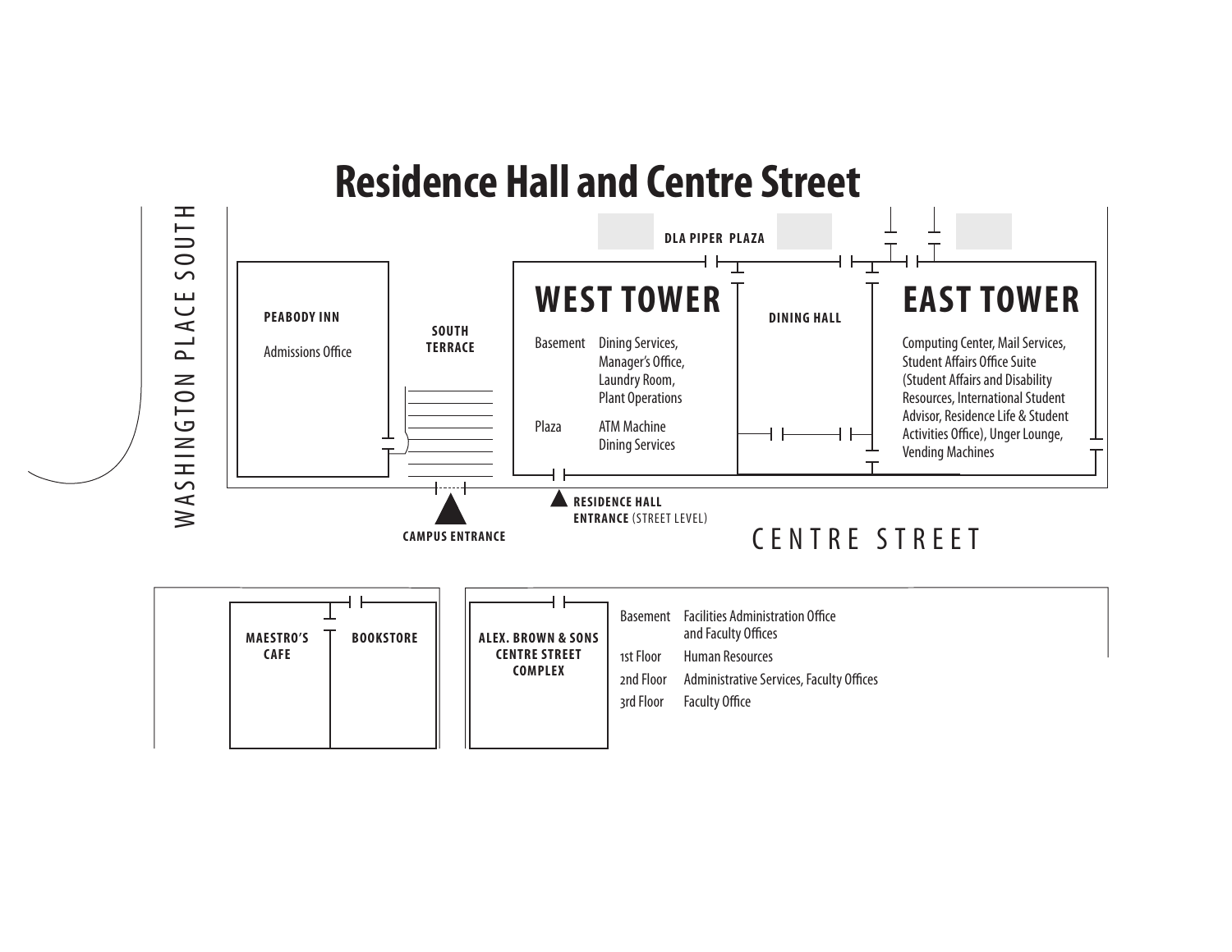# Residence Hall and Centre Street

WASHINGTON PLACE SOUTH

DLA PIPER PLAZA

**PEABODY INN**

Admissions Office

**SOUTH TERRACE**

## WEST TOWER

| | |
|---|---|
| Basement | Dining Services, Manager's Office, Laundry Room, Plant Operations |
| Plaza | ATM Machine, Dining Services |

**DINING HALL**

## EAST TOWER

Computing Center, Mail Services, Student Affairs Office Suite (Student Affairs and Disability Resources, International Student Advisor, Residence Life & Student Activities Office), Unger Lounge, Vending Machines

**CAMPUS ENTRANCE**

**RESIDENCE HALL ENTRANCE** (STREET LEVEL)

CENTRE STREET

**MAESTRO'S CAFE**

**BOOKSTORE**

**ALEX. BROWN & SONS CENTRE STREET COMPLEX**

| | |
|---|---|
| Basement | Facilities Administration Office and Faculty Offices |
| 1st Floor | Human Resources |
| 2nd Floor | Administrative Services, Faculty Offices |
| 3rd Floor | Faculty Office |